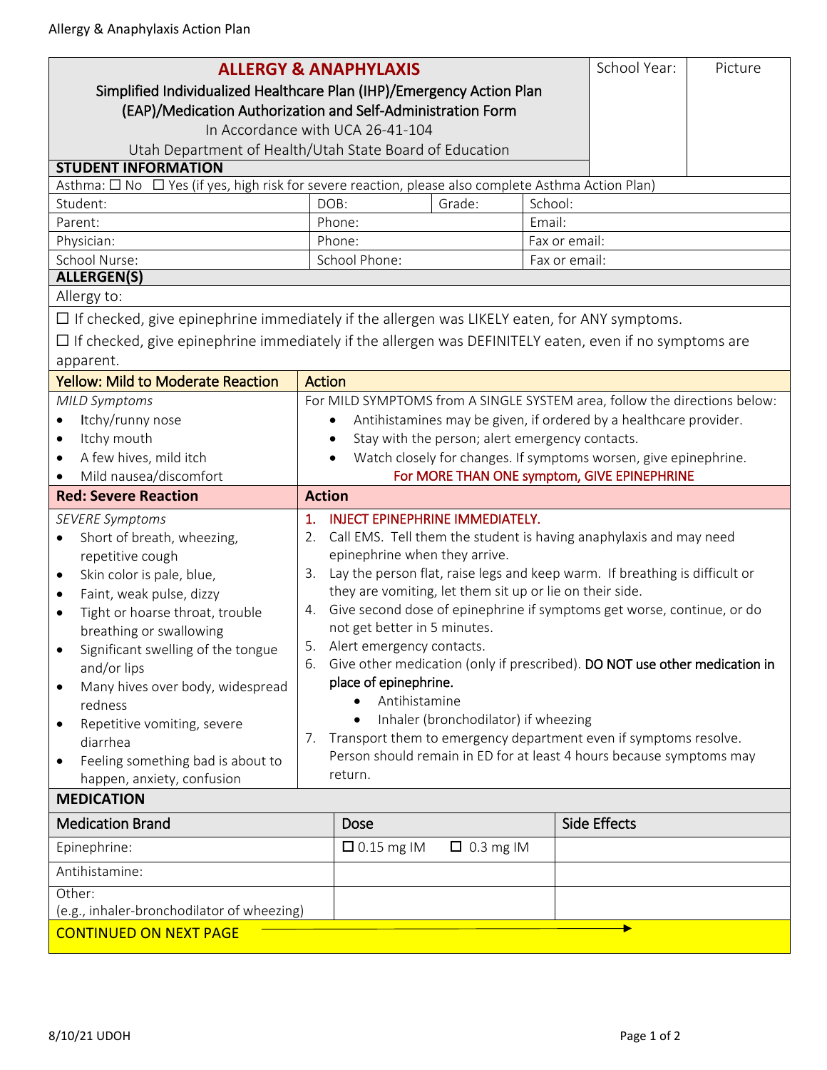| ALLERGY & ANAPHYLAXIS<br>Simplified Individualized Healthcare Plan (IHP)/Emergency Action Plan (EAP)/Medication Authorization and Self-Administration Form<br>In Accordance with UCA 26-41-104<br>Utah Department of Health/Utah State Board of Education | School Year: | Picture |
|---|---|---|

## STUDENT INFORMATION

Asthma: ☐ No ☐ Yes (if yes, high risk for severe reaction, please also complete Asthma Action Plan)

| | | | |
|---|---|---|---|
| Student: | DOB: | Grade: | School: |
| Parent: | Phone: | | Email: |
| Physician: | Phone: | | Fax or email: |
| School Nurse: | School Phone: | | Fax or email: |

## ALLERGEN(S)

Allergy to:

☐ If checked, give epinephrine immediately if the allergen was LIKELY eaten, for ANY symptoms.

☐ If checked, give epinephrine immediately if the allergen was DEFINITELY eaten, even if no symptoms are apparent.

| Yellow: Mild to Moderate Reaction | Action |
|---|---|
| *MILD Symptoms*<br>• Itchy/runny nose<br>• Itchy mouth<br>• A few hives, mild itch<br>• Mild nausea/discomfort | For MILD SYMPTOMS from A SINGLE SYSTEM area, follow the directions below:<br>• Antihistamines may be given, if ordered by a healthcare provider.<br>• Stay with the person; alert emergency contacts.<br>• Watch closely for changes. If symptoms worsen, give epinephrine.<br>For MORE THAN ONE symptom, GIVE EPINEPHRINE |

| Red: Severe Reaction | Action |
|---|---|
| *SEVERE Symptoms*<br>• Short of breath, wheezing, repetitive cough<br>• Skin color is pale, blue,<br>• Faint, weak pulse, dizzy<br>• Tight or hoarse throat, trouble breathing or swallowing<br>• Significant swelling of the tongue and/or lips<br>• Many hives over body, widespread redness<br>• Repetitive vomiting, severe diarrhea<br>• Feeling something bad is about to happen, anxiety, confusion | 1. INJECT EPINEPHRINE IMMEDIATELY.<br>2. Call EMS. Tell them the student is having anaphylaxis and may need epinephrine when they arrive.<br>3. Lay the person flat, raise legs and keep warm. If breathing is difficult or they are vomiting, let them sit up or lie on their side.<br>4. Give second dose of epinephrine if symptoms get worse, continue, or do not get better in 5 minutes.<br>5. Alert emergency contacts.<br>6. Give other medication (only if prescribed). **DO NOT use other medication in place of epinephrine.**<br>• Antihistamine<br>• Inhaler (bronchodilator) if wheezing<br>7. Transport them to emergency department even if symptoms resolve. Person should remain in ED for at least 4 hours because symptoms may return. |

## MEDICATION

| Medication Brand | Dose | Side Effects |
|---|---|---|
| Epinephrine: | ☐ 0.15 mg IM ☐ 0.3 mg IM | |
| Antihistamine: | | |
| Other:<br>(e.g., inhaler-bronchodilator of wheezing) | | |

CONTINUED ON NEXT PAGE →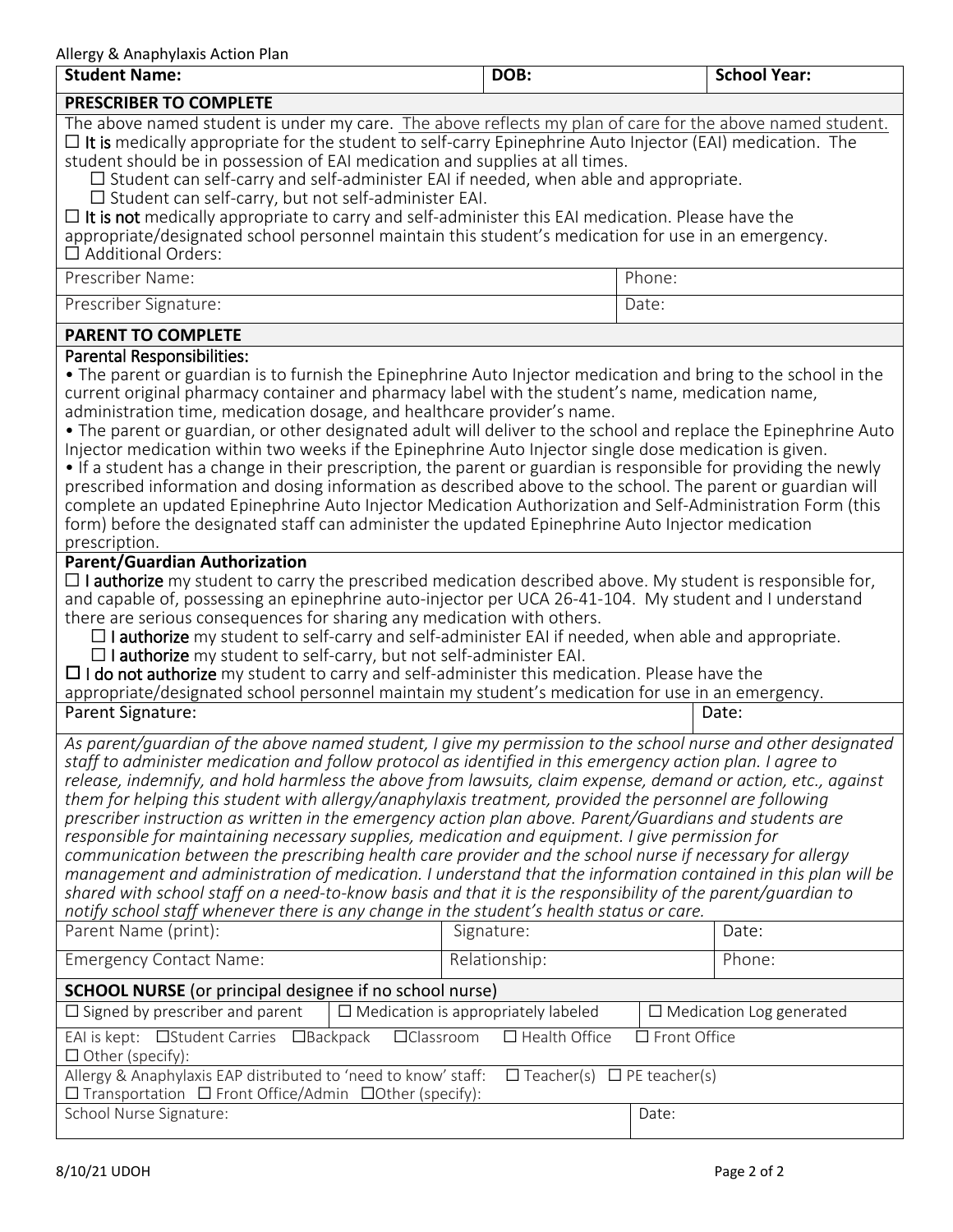Allergy & Anaphylaxis Action Plan

| **Student Name:** | **DOB:** | **School Year:** |
|---|---|---|

**PRESCRIBER TO COMPLETE**

The above named student is under my care. The above reflects my plan of care for the above named student.

☐ **It is** medically appropriate for the student to self-carry Epinephrine Auto Injector (EAI) medication. The student should be in possession of EAI medication and supplies at all times.

- ☐ Student can self-carry and self-administer EAI if needed, when able and appropriate.
- ☐ Student can self-carry, but not self-administer EAI.

☐ **It is not** medically appropriate to carry and self-administer this EAI medication. Please have the appropriate/designated school personnel maintain this student's medication for use in an emergency.

☐ Additional Orders:

| | |
|---|---|
| Prescriber Name: | Phone: |
| Prescriber Signature: | Date: |

**PARENT TO COMPLETE**

**Parental Responsibilities:**

- The parent or guardian is to furnish the Epinephrine Auto Injector medication and bring to the school in the current original pharmacy container and pharmacy label with the student's name, medication name, administration time, medication dosage, and healthcare provider's name.
- The parent or guardian, or other designated adult will deliver to the school and replace the Epinephrine Auto Injector medication within two weeks if the Epinephrine Auto Injector single dose medication is given.
- If a student has a change in their prescription, the parent or guardian is responsible for providing the newly prescribed information and dosing information as described above to the school. The parent or guardian will complete an updated Epinephrine Auto Injector Medication Authorization and Self-Administration Form (this form) before the designated staff can administer the updated Epinephrine Auto Injector medication prescription.

**Parent/Guardian Authorization**

☐ **I authorize** my student to carry the prescribed medication described above. My student is responsible for, and capable of, possessing an epinephrine auto-injector per UCA 26-41-104. My student and I understand there are serious consequences for sharing any medication with others.

- ☐ **I authorize** my student to self-carry and self-administer EAI if needed, when able and appropriate.
- ☐ **I authorize** my student to self-carry, but not self-administer EAI.

☐ **I do not authorize** my student to carry and self-administer this medication. Please have the appropriate/designated school personnel maintain my student's medication for use in an emergency.

| | |
|---|---|
| Parent Signature: | Date: |

*As parent/guardian of the above named student, I give my permission to the school nurse and other designated staff to administer medication and follow protocol as identified in this emergency action plan. I agree to release, indemnify, and hold harmless the above from lawsuits, claim expense, demand or action, etc., against them for helping this student with allergy/anaphylaxis treatment, provided the personnel are following prescriber instruction as written in the emergency action plan above. Parent/Guardians and students are responsible for maintaining necessary supplies, medication and equipment. I give permission for communication between the prescribing health care provider and the school nurse if necessary for allergy management and administration of medication. I understand that the information contained in this plan will be shared with school staff on a need-to-know basis and that it is the responsibility of the parent/guardian to notify school staff whenever there is any change in the student's health status or care.*

| | | |
|---|---|---|
| Parent Name (print): | Signature: | Date: |
| Emergency Contact Name: | Relationship: | Phone: |

**SCHOOL NURSE** (or principal designee if no school nurse)

| | | |
|---|---|---|
| ☐ Signed by prescriber and parent | ☐ Medication is appropriately labeled | ☐ Medication Log generated |

EAI is kept: ☐Student Carries ☐Backpack ☐Classroom ☐ Health Office ☐ Front Office
☐ Other (specify):

Allergy & Anaphylaxis EAP distributed to 'need to know' staff: ☐ Teacher(s) ☐ PE teacher(s)
☐ Transportation ☐ Front Office/Admin ☐Other (specify):

| | |
|---|---|
| School Nurse Signature: | Date: |

8/10/21 UDOH